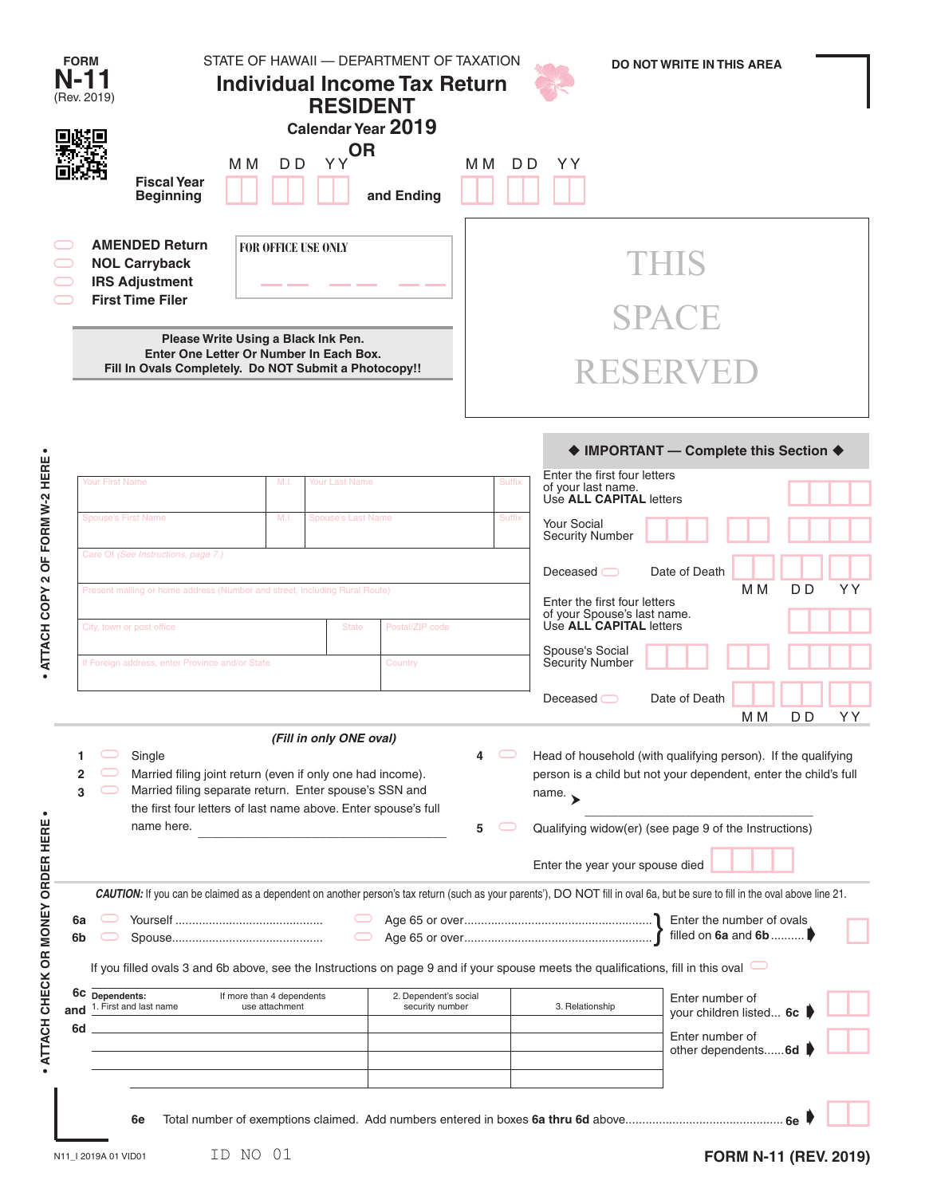FORM **N-11** (Rev. 2019)

STATE OF HAWAII — DEPARTMENT OF TAXATION

# Individual Income Tax Return
## RESIDENT
### Calendar Year 2019
**OR**

**Fiscal Year Beginning** MM DD YY **and Ending** MM DD YY

DO NOT WRITE IN THIS AREA

- AMENDED Return
- NOL Carryback
- IRS Adjustment
- First Time Filer

FOR OFFICE USE ONLY

THIS SPACE RESERVED

**Please Write Using a Black Ink Pen.**
**Enter One Letter Or Number In Each Box.**
**Fill In Ovals Completely. Do NOT Submit a Photocopy!!**

• ATTACH COPY 2 OF FORM W-2 HERE •

| | | | |
|---|---|---|---|
| Your First Name | M.I. | Your Last Name | Suffix |
| Spouse's First Name | M.I. | Spouse's Last Name | Suffix |
| Care Of *(See Instructions, page 7.)* | | | |
| Present mailing or home address (Number and street, including Rural Route) | | | |
| City, town or post office | State | Postal/ZIP code | |
| If Foreign address, enter Province and/or State | | Country | |

◆ **IMPORTANT — Complete this Section** ◆

Enter the first four letters of your last name. Use **ALL CAPITAL** letters

Your Social Security Number

Deceased ⬭ Date of Death MM DD YY

Enter the first four letters of your Spouse's last name. Use **ALL CAPITAL** letters

Spouse's Social Security Number

Deceased ⬭ Date of Death MM DD YY

*(Fill in only ONE oval)*

1. Single
2. Married filing joint return (even if only one had income).
3. Married filing separate return. Enter spouse's SSN and the first four letters of last name above. Enter spouse's full name here. ______________________
4. Head of household (with qualifying person). If the qualifying person is a child but not your dependent, enter the child's full name. ➤ ______________________
5. Qualifying widow(er) (see page 9 of the Instructions)

Enter the year your spouse died

• ATTACH CHECK OR MONEY ORDER HERE •

***CAUTION:*** If you can be claimed as a dependent on another person's tax return (such as your parents'), DO NOT fill in oval 6a, but be sure to fill in the oval above line 21.

**6a** ⬭ Yourself ........................................ ⬭ Age 65 or over.......................................

**6b** ⬭ Spouse........................................ ⬭ Age 65 or over.......................................

} Enter the number of ovals filled on **6a** and **6b** ..........

If you filled ovals 3 and 6b above, see the Instructions on page 9 and if your spouse meets the qualifications, fill in this oval ⬭

**6c and 6d**

| Dependents: 1. First and last name | If more than 4 dependents use attachment | 2. Dependent's social security number | 3. Relationship |
|---|---|---|---|
| | | | |
| | | | |
| | | | |
| | | | |

Enter number of your children listed... **6c**

Enter number of other dependents......**6d**

**6e** Total number of exemptions claimed. Add numbers entered in boxes **6a thru 6d** above.............................................. **6e**

N11_I 2019A 01 VID01 ID NO 01

**FORM N-11 (REV. 2019)**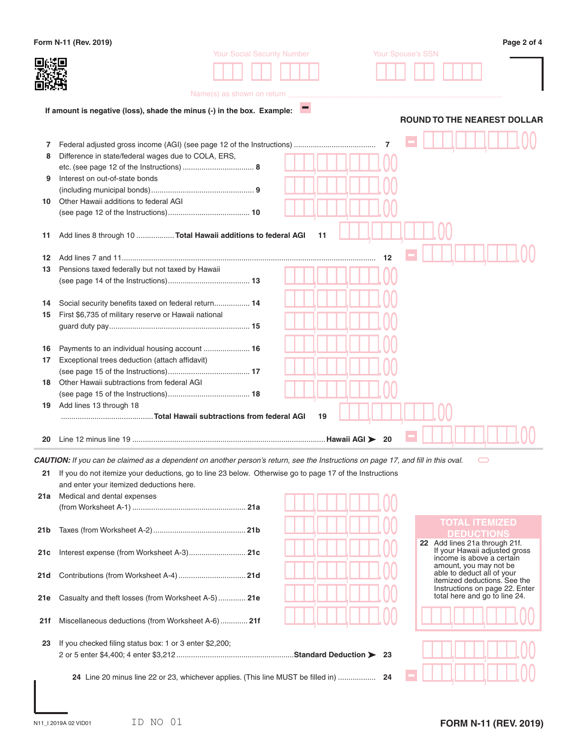Form N-11 (Rev. 2019)

Your Social Security Number

Your Spouse's SSN

Name(s) as shown on return

**If amount is negative (loss), shade the minus (-) in the box. Example:**

**ROUND TO THE NEAREST DOLLAR**

| Line | Description | | Amount |
|---|---|---|---|
| 7 | Federal adjusted gross income (AGI) (see page 12 of the Instructions) | | 7 .00 |
| 8 | Difference in state/federal wages due to COLA, ERS, etc. (see page 12 of the Instructions) | 8 .00 | |
| 9 | Interest on out-of-state bonds (including municipal bonds) | 9 .00 | |
| 10 | Other Hawaii additions to federal AGI (see page 12 of the Instructions) | 10 .00 | |
| 11 | Add lines 8 through 10 **Total Hawaii additions to federal AGI** | 11 .00 | |
| 12 | Add lines 7 and 11 | | 12 .00 |
| 13 | Pensions taxed federally but not taxed by Hawaii (see page 14 of the Instructions) | 13 .00 | |
| 14 | Social security benefits taxed on federal return | 14 .00 | |
| 15 | First $6,735 of military reserve or Hawaii national guard duty pay | 15 .00 | |
| 16 | Payments to an individual housing account | 16 .00 | |
| 17 | Exceptional trees deduction (attach affidavit) (see page 15 of the Instructions) | 17 .00 | |
| 18 | Other Hawaii subtractions from federal AGI (see page 15 of the Instructions) | 18 .00 | |
| 19 | Add lines 13 through 18 **Total Hawaii subtractions from federal AGI** | 19 .00 | |
| 20 | Line 12 minus line 19 **Hawaii AGI ➤** | | 20 .00 |

***CAUTION:*** *If you can be claimed as a dependent on another person's return, see the Instructions on page 17, and fill in this oval.* ◯

21 If you do not itemize your deductions, go to line 23 below. Otherwise go to page 17 of the Instructions and enter your itemized deductions here.

| Line | Description | Amount |
|---|---|---|
| 21a | Medical and dental expenses (from Worksheet A-1) | 21a .00 |
| 21b | Taxes (from Worksheet A-2) | 21b .00 |
| 21c | Interest expense (from Worksheet A-3) | 21c .00 |
| 21d | Contributions (from Worksheet A-4) | 21d .00 |
| 21e | Casualty and theft losses (from Worksheet A-5) | 21e .00 |
| 21f | Miscellaneous deductions (from Worksheet A-6) | 21f .00 |

**TOTAL ITEMIZED DEDUCTIONS**

22 Add lines 21a through 21f. If your Hawaii adjusted gross income is above a certain amount, you may not be able to deduct all of your itemized deductions. See the Instructions on page 22. Enter total here and go to line 24. .00

23 If you checked filing status box: 1 or 3 enter $2,200; 2 or 5 enter $4,400; 4 enter $3,212 **Standard Deduction ➤** 23 .00

24 Line 20 minus line 22 or 23, whichever applies. (This line MUST be filled in) 24 .00

N11_I 2019A 02 VID01 ID NO 01

**FORM N-11 (REV. 2019)**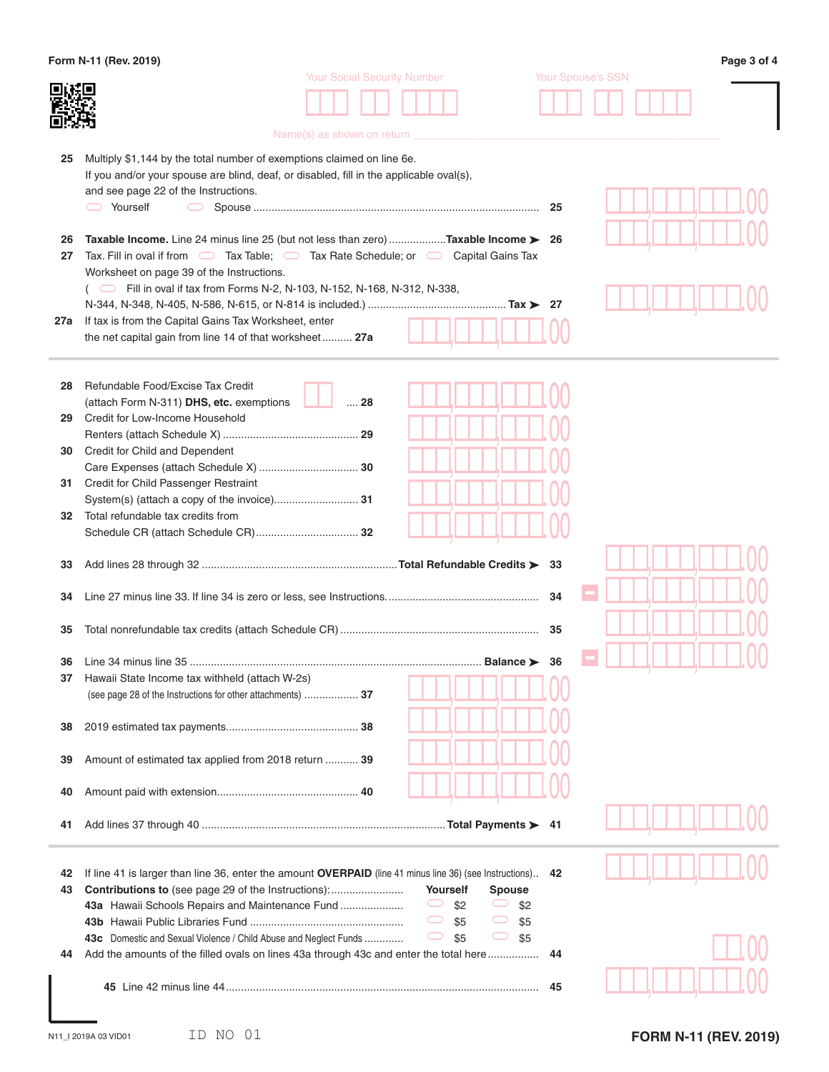Form N-11 (Rev. 2019)

Your Social Security Number

Your Spouse's SSN

Name(s) as shown on return

**25** Multiply $1,144 by the total number of exemptions claimed on line 6e. If you and/or your spouse are blind, deaf, or disabled, fill in the applicable oval(s), and see page 22 of the Instructions.
◯ Yourself ◯ Spouse .......... **25** ______.00

**26** **Taxable Income.** Line 24 minus line 25 (but not less than zero) .......... **Taxable Income ➤ 26** ______.00

**27** Tax. Fill in oval if from ◯ Tax Table; ◯ Tax Rate Schedule; or ◯ Capital Gains Tax Worksheet on page 39 of the Instructions.
( ◯ Fill in oval if tax from Forms N-2, N-103, N-152, N-168, N-312, N-338, N-344, N-348, N-405, N-586, N-615, or N-814 is included.) .......... **Tax ➤ 27** ______.00

**27a** If tax is from the Capital Gains Tax Worksheet, enter the net capital gain from line 14 of that worksheet .......... **27a** ______.00

**28** Refundable Food/Excise Tax Credit (attach Form N-311) **DHS, etc.** exemptions ____ .... **28** ______.00

**29** Credit for Low-Income Household Renters (attach Schedule X) .......... **29** ______.00

**30** Credit for Child and Dependent Care Expenses (attach Schedule X) .......... **30** ______.00

**31** Credit for Child Passenger Restraint System(s) (attach a copy of the invoice) .......... **31** ______.00

**32** Total refundable tax credits from Schedule CR (attach Schedule CR) .......... **32** ______.00

**33** Add lines 28 through 32 .......... **Total Refundable Credits ➤ 33** ______.00

**34** Line 27 minus line 33. If line 34 is zero or less, see Instructions. .......... **34** – ______.00

**35** Total nonrefundable tax credits (attach Schedule CR) .......... **35** ______.00

**36** Line 34 minus line 35 .......... **Balance ➤ 36** – ______.00

**37** Hawaii State Income tax withheld (attach W-2s) (see page 28 of the Instructions for other attachments) .......... **37** ______.00

**38** 2019 estimated tax payments .......... **38** ______.00

**39** Amount of estimated tax applied from 2018 return .......... **39** ______.00

**40** Amount paid with extension .......... **40** ______.00

**41** Add lines 37 through 40 .......... **Total Payments ➤ 41** ______.00

**42** If line 41 is larger than line 36, enter the amount **OVERPAID** (line 41 minus line 36) (see Instructions) .......... **42** ______.00

**43** **Contributions to** (see page 29 of the Instructions):

| | Yourself | Spouse |
|---|---|---|
| **43a** Hawaii Schools Repairs and Maintenance Fund | ◯ $2 | ◯ $2 |
| **43b** Hawaii Public Libraries Fund | ◯ $5 | ◯ $5 |
| **43c** Domestic and Sexual Violence / Child Abuse and Neglect Funds | ◯ $5 | ◯ $5 |

**44** Add the amounts of the filled ovals on lines 43a through 43c and enter the total here .......... **44** ____.00

**45** Line 42 minus line 44 .......... **45** ______.00

N11_I 2019A 03 VID01 ID NO 01

FORM N-11 (REV. 2019)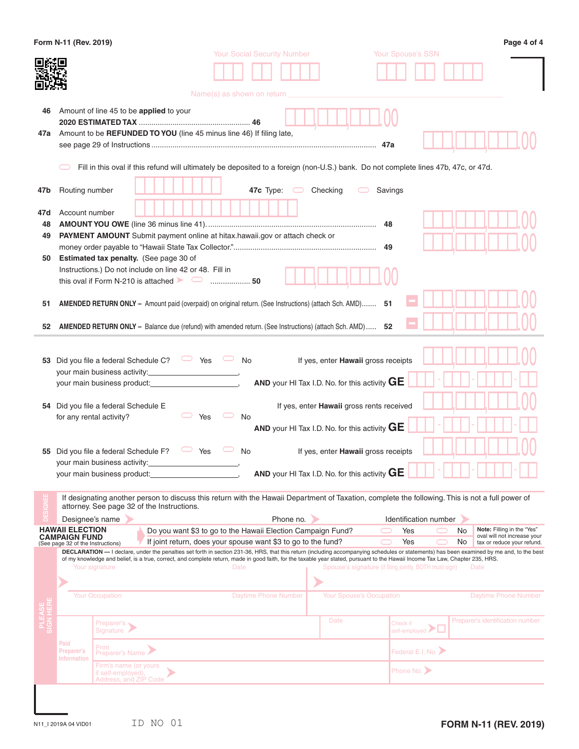Your Social Security Number

Your Spouse's SSN

Name(s) as shown on return

46 Amount of line 45 to be **applied** to your **2020 ESTIMATED TAX** ..................................................... 46 .00

47a Amount to be **REFUNDED TO YOU** (line 45 minus line 46) If filing late, see page 29 of Instructions .......................................................................................................... 47a .00

Fill in this oval if this refund will ultimately be deposited to a foreign (non-U.S.) bank. Do not complete lines 47b, 47c, or 47d.

47b Routing number

47c Type: Checking Savings

47d Account number

48 **AMOUNT YOU OWE** (line 36 minus line 41)................................................................................ 48 .00

49 **PAYMENT AMOUNT** Submit payment online at hitax.hawaii.gov or attach check or money order payable to "Hawaii State Tax Collector."................................................................... 49 .00

50 **Estimated tax penalty.** (See page 30 of Instructions.) Do not include on line 42 or 48. Fill in this oval if Form N-210 is attached ..................... 50 .00

51 **AMENDED RETURN ONLY –** Amount paid (overpaid) on original return. (See Instructions) (attach Sch. AMD)....... 51 .00

52 **AMENDED RETURN ONLY –** Balance due (refund) with amended return. (See Instructions) (attach Sch. AMD)..... 52 .00

53 Did you file a federal Schedule C? Yes No If yes, enter **Hawaii** gross receipts .00
your main business activity:\_\_\_\_\_\_\_\_\_\_\_\_\_\_\_\_\_\_\_\_,
your main business product:\_\_\_\_\_\_\_\_\_\_\_\_\_\_\_\_\_\_\_\_, **AND** your HI Tax I.D. No. for this activity **GE**

54 Did you file a federal Schedule E for any rental activity? Yes No If yes, enter **Hawaii** gross rents received .00
**AND** your HI Tax I.D. No. for this activity **GE**

55 Did you file a federal Schedule F? Yes No If yes, enter **Hawaii** gross receipts .00
your main business activity:\_\_\_\_\_\_\_\_\_\_\_\_\_\_\_\_\_\_\_\_,
your main business product:\_\_\_\_\_\_\_\_\_\_\_\_\_\_\_\_\_\_\_\_, **AND** your HI Tax I.D. No. for this activity **GE**

**DESIGNEE**

If designating another person to discuss this return with the Hawaii Department of Taxation, complete the following. This is not a full power of attorney. See page 32 of the Instructions.

Designee's name Phone no. Identification number

**HAWAII ELECTION CAMPAIGN FUND** (See page 32 of the Instructions)

Do you want $3 to go to the Hawaii Election Campaign Fund? Yes No

If joint return, does your spouse want $3 to go to the fund? Yes No

**Note:** Filling in the "Yes" oval will not increase your tax or reduce your refund.

**DECLARATION —** I declare, under the penalties set forth in section 231-36, HRS, that this return (including accompanying schedules or statements) has been examined by me and, to the best of my knowledge and belief, is a true, correct, and complete return, made in good faith, for the taxable year stated, pursuant to the Hawaii Income Tax Law, Chapter 235, HRS.

**PLEASE SIGN HERE**

Your signature Date Spouse's signature (if filing jointly, BOTH must sign) Date

Your Occupation Daytime Phone Number Your Spouse's Occupation Daytime Phone Number

**Paid Preparer's Information**

Preparer's Signature Date Check if self-employed Preparer's identification number

Print Preparer's Name Federal E.I. No.

Firm's name (or yours if self-employed), Address, and ZIP Code Phone No.

N11_I 2019A 04 VID01 ID NO 01

FORM N-11 (REV. 2019)